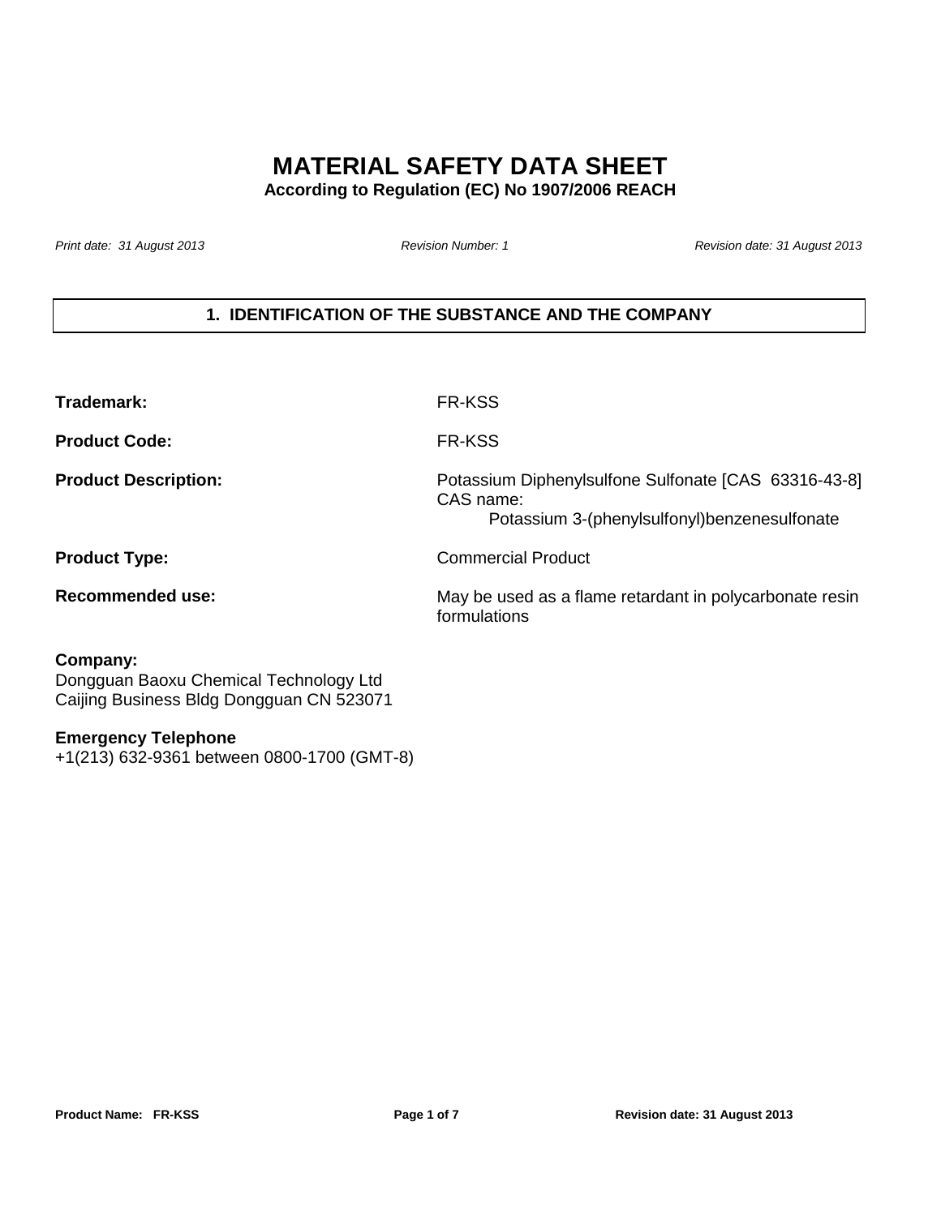# MATERIAL SAFETY DATA SHEET

**According to Regulation (EC) No 1907/2006 REACH**

*Print date: 31 August 2013* *Revision Number: 1* *Revision date: 31 August 2013*

## 1. IDENTIFICATION OF THE SUBSTANCE AND THE COMPANY

| | |
|---|---|
| **Trademark:** | FR-KSS |
| **Product Code:** | FR-KSS |
| **Product Description:** | Potassium Diphenylsulfone Sulfonate [CAS 63316-43-8]<br>CAS name:<br>Potassium 3-(phenylsulfonyl)benzenesulfonate |
| **Product Type:** | Commercial Product |
| **Recommended use:** | May be used as a flame retardant in polycarbonate resin formulations |

**Company:**
Dongguan Baoxu Chemical Technology Ltd
Caijing Business Bldg Dongguan CN 523071

**Emergency Telephone**
+1(213) 632-9361 between 0800-1700 (GMT-8)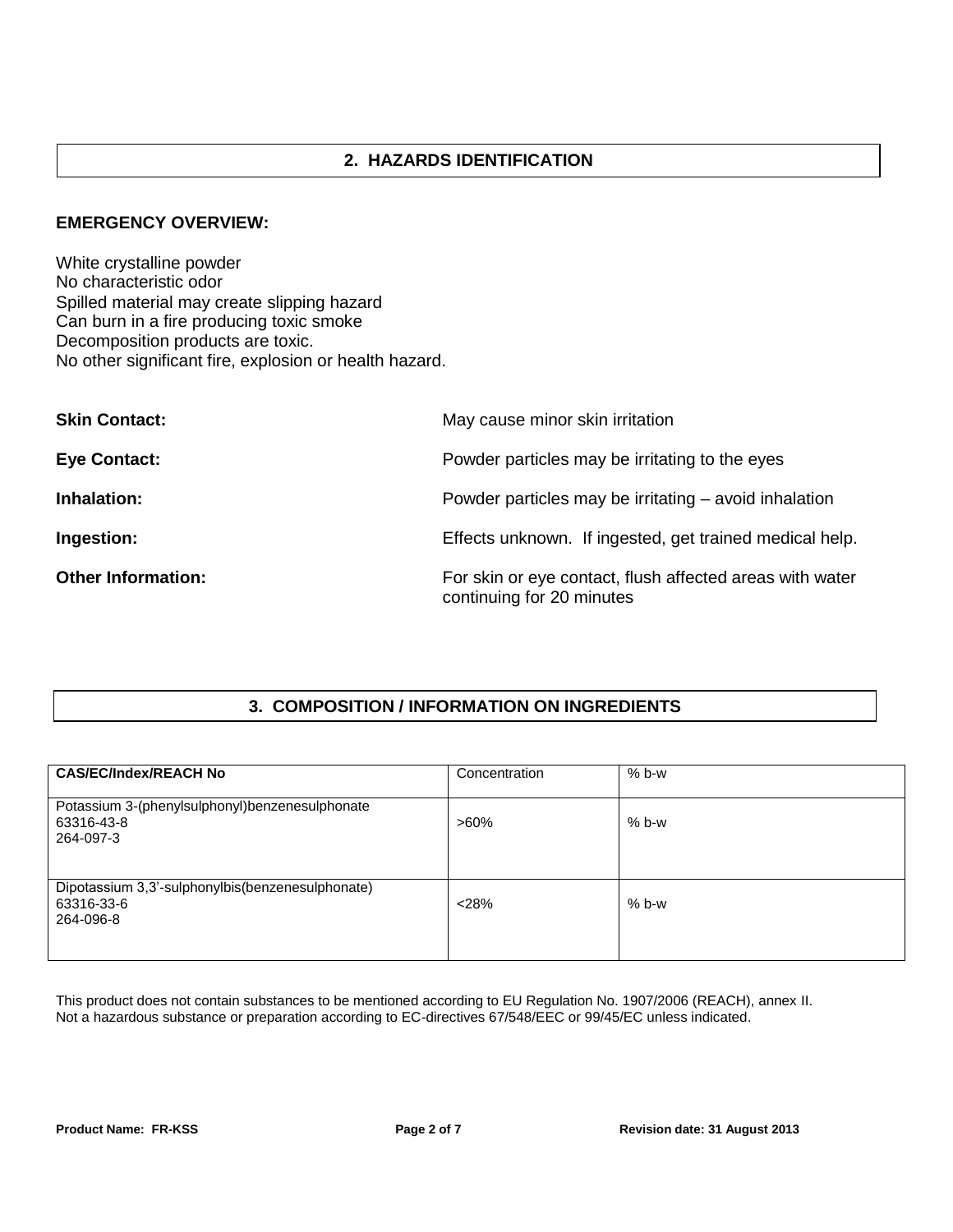## 2. HAZARDS IDENTIFICATION

**EMERGENCY OVERVIEW:**

White crystalline powder
No characteristic odor
Spilled material may create slipping hazard
Can burn in a fire producing toxic smoke
Decomposition products are toxic.
No other significant fire, explosion or health hazard.

**Skin Contact:** May cause minor skin irritation

**Eye Contact:** Powder particles may be irritating to the eyes

**Inhalation:** Powder particles may be irritating – avoid inhalation

**Ingestion:** Effects unknown. If ingested, get trained medical help.

**Other Information:** For skin or eye contact, flush affected areas with water continuing for 20 minutes

## 3. COMPOSITION / INFORMATION ON INGREDIENTS

| CAS/EC/Index/REACH No | Concentration | % b-w |
|---|---|---|
| Potassium 3-(phenylsulphonyl)benzenesulphonate<br>63316-43-8<br>264-097-3 | >60% | % b-w |
| Dipotassium 3,3'-sulphonylbis(benzenesulphonate)<br>63316-33-6<br>264-096-8 | <28% | % b-w |

This product does not contain substances to be mentioned according to EU Regulation No. 1907/2006 (REACH), annex II.
Not a hazardous substance or preparation according to EC-directives 67/548/EEC or 99/45/EC unless indicated.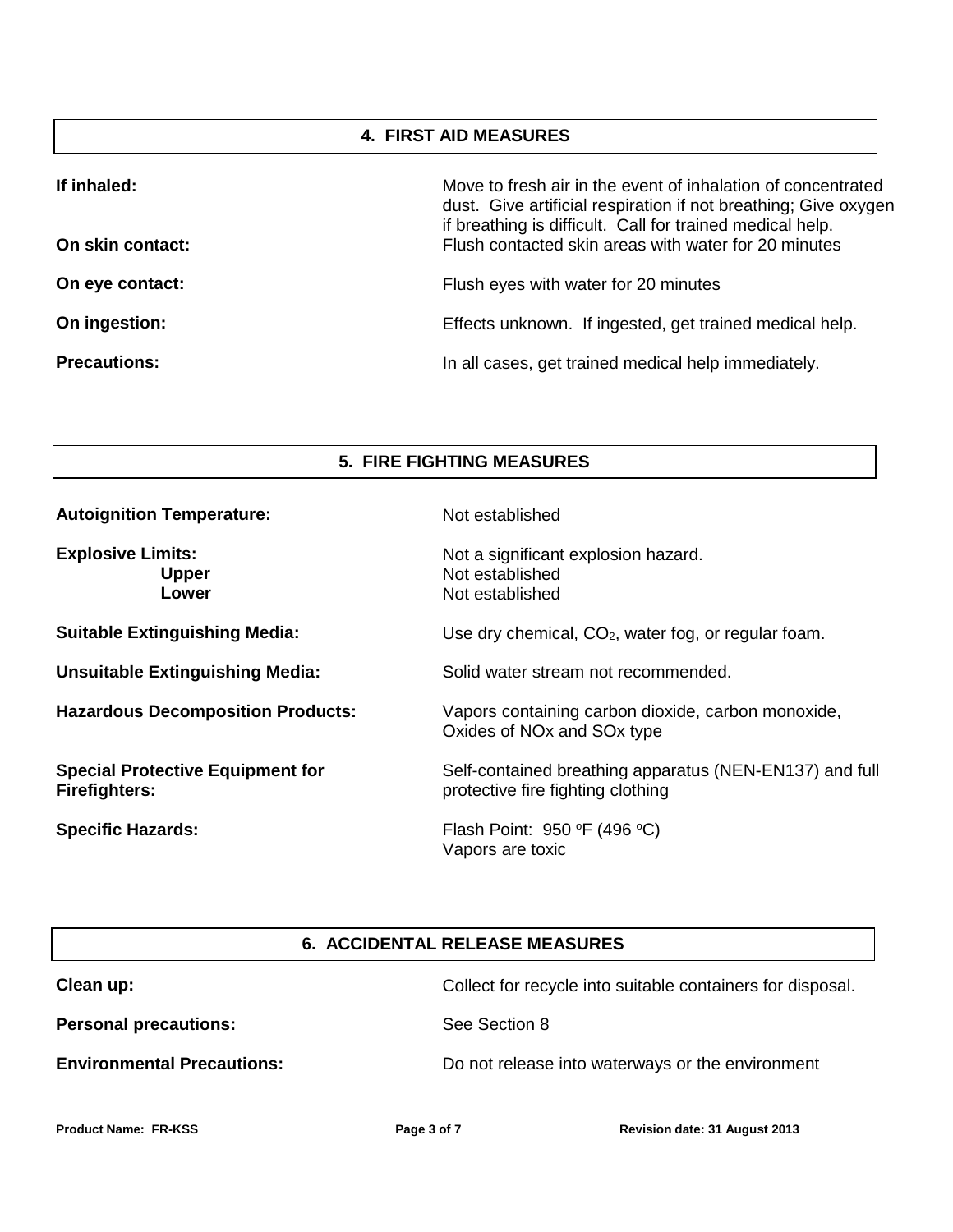## 4. FIRST AID MEASURES

| | |
|---|---|
| **If inhaled:** | Move to fresh air in the event of inhalation of concentrated dust. Give artificial respiration if not breathing; Give oxygen if breathing is difficult. Call for trained medical help. |
| **On skin contact:** | Flush contacted skin areas with water for 20 minutes |
| **On eye contact:** | Flush eyes with water for 20 minutes |
| **On ingestion:** | Effects unknown. If ingested, get trained medical help. |
| **Precautions:** | In all cases, get trained medical help immediately. |

## 5. FIRE FIGHTING MEASURES

| | |
|---|---|
| **Autoignition Temperature:** | Not established |
| **Explosive Limits:** | Not a significant explosion hazard. |
| **Upper** | Not established |
| **Lower** | Not established |
| **Suitable Extinguishing Media:** | Use dry chemical, $CO_2$, water fog, or regular foam. |
| **Unsuitable Extinguishing Media:** | Solid water stream not recommended. |
| **Hazardous Decomposition Products:** | Vapors containing carbon dioxide, carbon monoxide, Oxides of NOx and SOx type |
| **Special Protective Equipment for Firefighters:** | Self-contained breathing apparatus (NEN-EN137) and full protective fire fighting clothing |
| **Specific Hazards:** | Flash Point: 950 $^{o}$F (496 $^{o}$C)<br>Vapors are toxic |

## 6. ACCIDENTAL RELEASE MEASURES

| | |
|---|---|
| **Clean up:** | Collect for recycle into suitable containers for disposal. |
| **Personal precautions:** | See Section 8 |
| **Environmental Precautions:** | Do not release into waterways or the environment |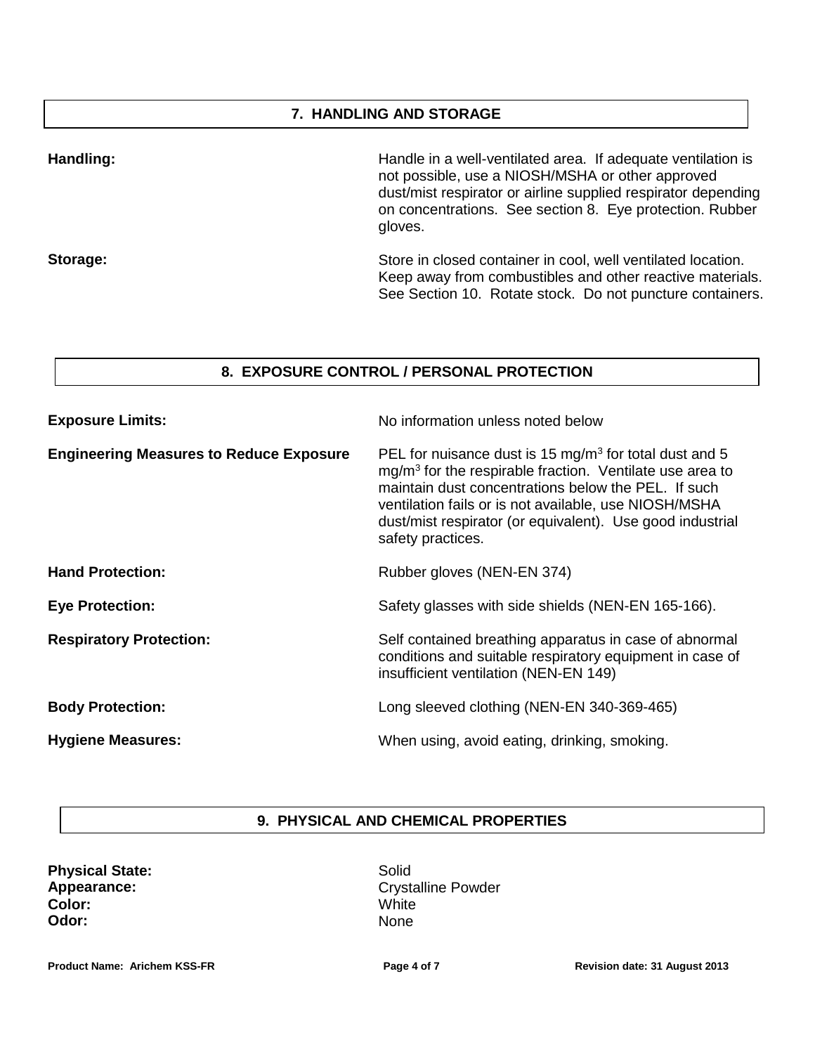## 7. HANDLING AND STORAGE

**Handling:** Handle in a well-ventilated area. If adequate ventilation is not possible, use a NIOSH/MSHA or other approved dust/mist respirator or airline supplied respirator depending on concentrations. See section 8. Eye protection. Rubber gloves.

**Storage:** Store in closed container in cool, well ventilated location. Keep away from combustibles and other reactive materials. See Section 10. Rotate stock. Do not puncture containers.

## 8. EXPOSURE CONTROL / PERSONAL PROTECTION

**Exposure Limits:** No information unless noted below

**Engineering Measures to Reduce Exposure:** PEL for nuisance dust is 15 $mg/m^3$ for total dust and 5 $mg/m^3$ for the respirable fraction. Ventilate use area to maintain dust concentrations below the PEL. If such ventilation fails or is not available, use NIOSH/MSHA dust/mist respirator (or equivalent). Use good industrial safety practices.

**Hand Protection:** Rubber gloves (NEN-EN 374)

**Eye Protection:** Safety glasses with side shields (NEN-EN 165-166).

**Respiratory Protection:** Self contained breathing apparatus in case of abnormal conditions and suitable respiratory equipment in case of insufficient ventilation (NEN-EN 149)

**Body Protection:** Long sleeved clothing (NEN-EN 340-369-465)

**Hygiene Measures:** When using, avoid eating, drinking, smoking.

## 9. PHYSICAL AND CHEMICAL PROPERTIES

**Physical State:** Solid
**Appearance:** Crystalline Powder
**Color:** White
**Odor:** None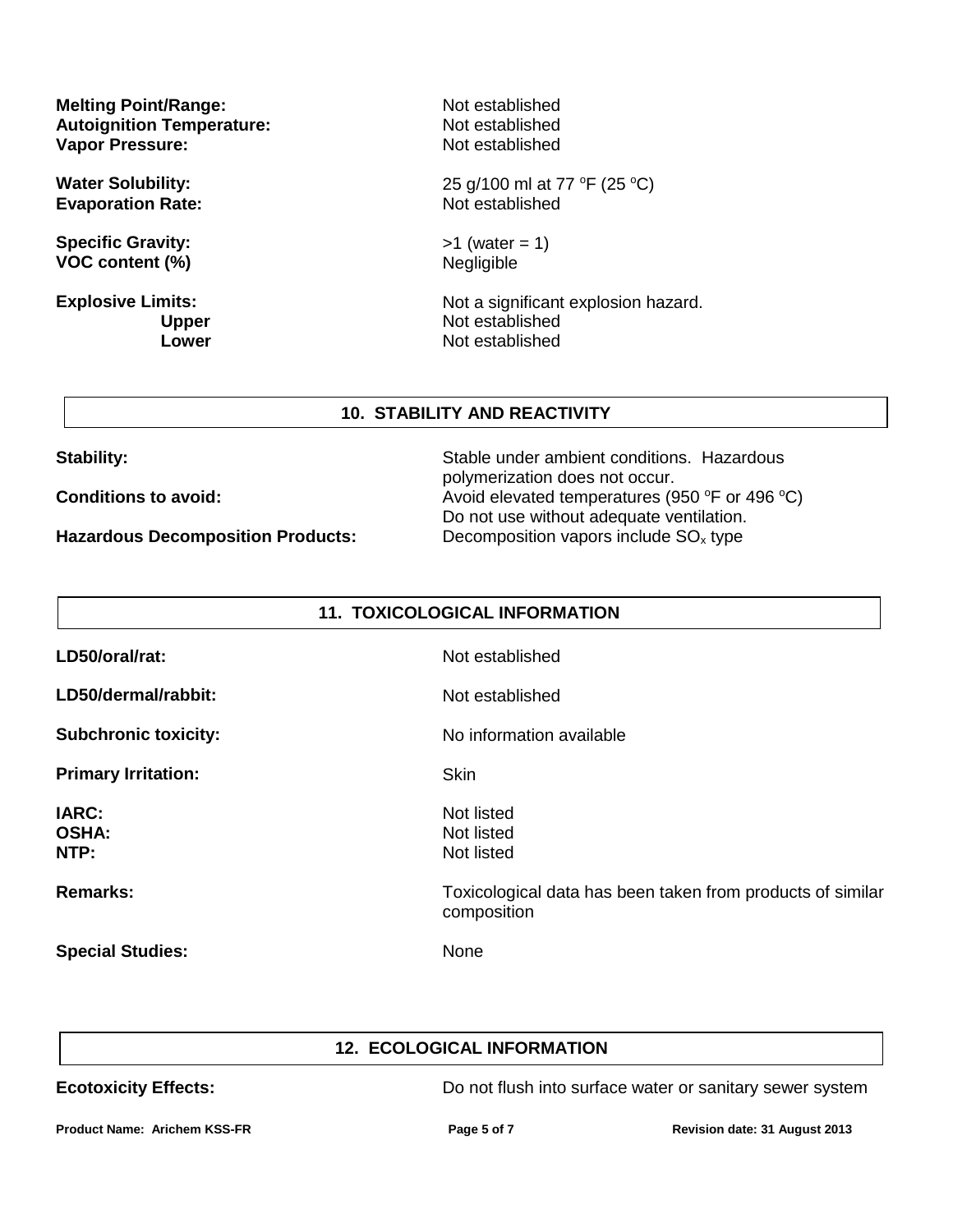| | |
|---|---|
| **Melting Point/Range:** | Not established |
| **Autoignition Temperature:** | Not established |
| **Vapor Pressure:** | Not established |
| **Water Solubility:** | 25 g/100 ml at 77 $^oF$ (25 $^oC$) |
| **Evaporation Rate:** | Not established |
| **Specific Gravity:** | >1 (water = 1) |
| **VOC content (%)** | Negligible |
| **Explosive Limits:** | Not a significant explosion hazard. |
| **Upper** | Not established |
| **Lower** | Not established |

## 10. STABILITY AND REACTIVITY

| | |
|---|---|
| **Stability:** | Stable under ambient conditions. Hazardous polymerization does not occur. |
| **Conditions to avoid:** | Avoid elevated temperatures (950 $^oF$ or 496 $^oC$) Do not use without adequate ventilation. |
| **Hazardous Decomposition Products:** | Decomposition vapors include $SO_x$ type |

## 11. TOXICOLOGICAL INFORMATION

| | |
|---|---|
| **LD50/oral/rat:** | Not established |
| **LD50/dermal/rabbit:** | Not established |
| **Subchronic toxicity:** | No information available |
| **Primary Irritation:** | Skin |
| **IARC:** | Not listed |
| **OSHA:** | Not listed |
| **NTP:** | Not listed |
| **Remarks:** | Toxicological data has been taken from products of similar composition |
| **Special Studies:** | None |

## 12. ECOLOGICAL INFORMATION

| | |
|---|---|
| **Ecotoxicity Effects:** | Do not flush into surface water or sanitary sewer system |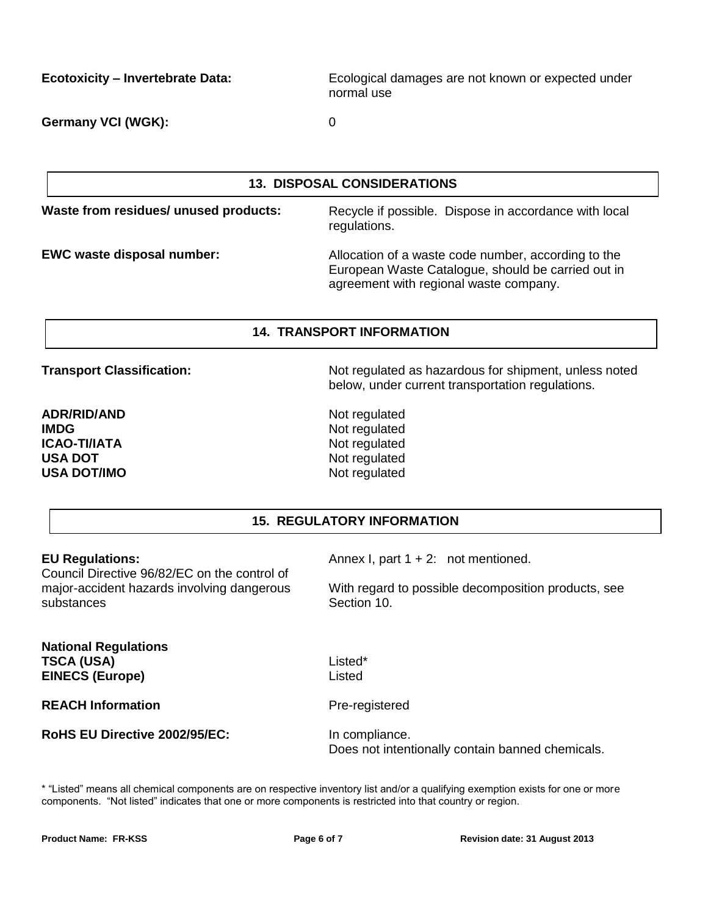**Ecotoxicity – Invertebrate Data:** Ecological damages are not known or expected under normal use

**Germany VCI (WGK):** 0

## 13. DISPOSAL CONSIDERATIONS

**Waste from residues/ unused products:** Recycle if possible. Dispose in accordance with local regulations.

**EWC waste disposal number:** Allocation of a waste code number, according to the European Waste Catalogue, should be carried out in agreement with regional waste company.

## 14. TRANSPORT INFORMATION

**Transport Classification:** Not regulated as hazardous for shipment, unless noted below, under current transportation regulations.

| | |
|---|---|
| **ADR/RID/AND** | Not regulated |
| **IMDG** | Not regulated |
| **ICAO-TI/IATA** | Not regulated |
| **USA DOT** | Not regulated |
| **USA DOT/IMO** | Not regulated |

## 15. REGULATORY INFORMATION

**EU Regulations:**
Council Directive 96/82/EC on the control of major-accident hazards involving dangerous substances

Annex I, part 1 + 2: not mentioned.

With regard to possible decomposition products, see Section 10.

**National Regulations**

| | |
|---|---|
| **TSCA (USA)** | Listed* |
| **EINECS (Europe)** | Listed |

**REACH Information** Pre-registered

**RoHS EU Directive 2002/95/EC:** In compliance.
Does not intentionally contain banned chemicals.

* "Listed" means all chemical components are on respective inventory list and/or a qualifying exemption exists for one or more components. "Not listed" indicates that one or more components is restricted into that country or region.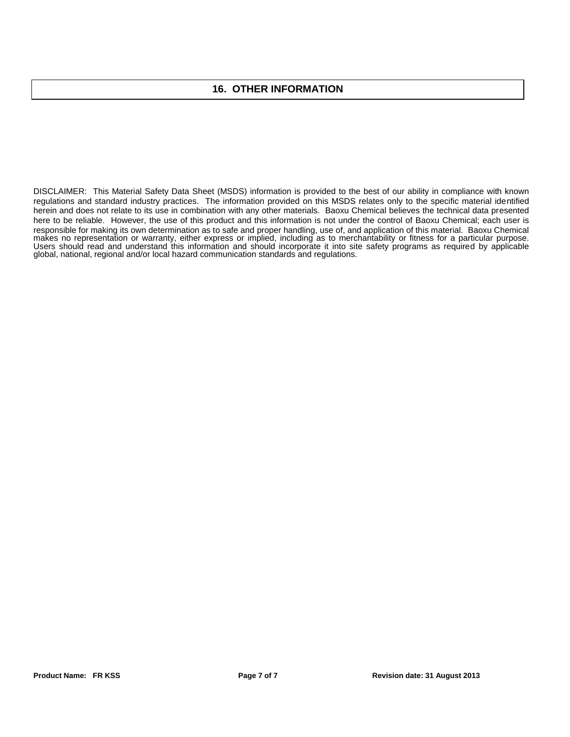## 16. OTHER INFORMATION

DISCLAIMER: This Material Safety Data Sheet (MSDS) information is provided to the best of our ability in compliance with known regulations and standard industry practices. The information provided on this MSDS relates only to the specific material identified herein and does not relate to its use in combination with any other materials. Baoxu Chemical believes the technical data presented here to be reliable. However, the use of this product and this information is not under the control of Baoxu Chemical; each user is responsible for making its own determination as to safe and proper handling, use of, and application of this material. Baoxu Chemical makes no representation or warranty, either express or implied, including as to merchantability or fitness for a particular purpose. Users should read and understand this information and should incorporate it into site safety programs as required by applicable global, national, regional and/or local hazard communication standards and regulations.